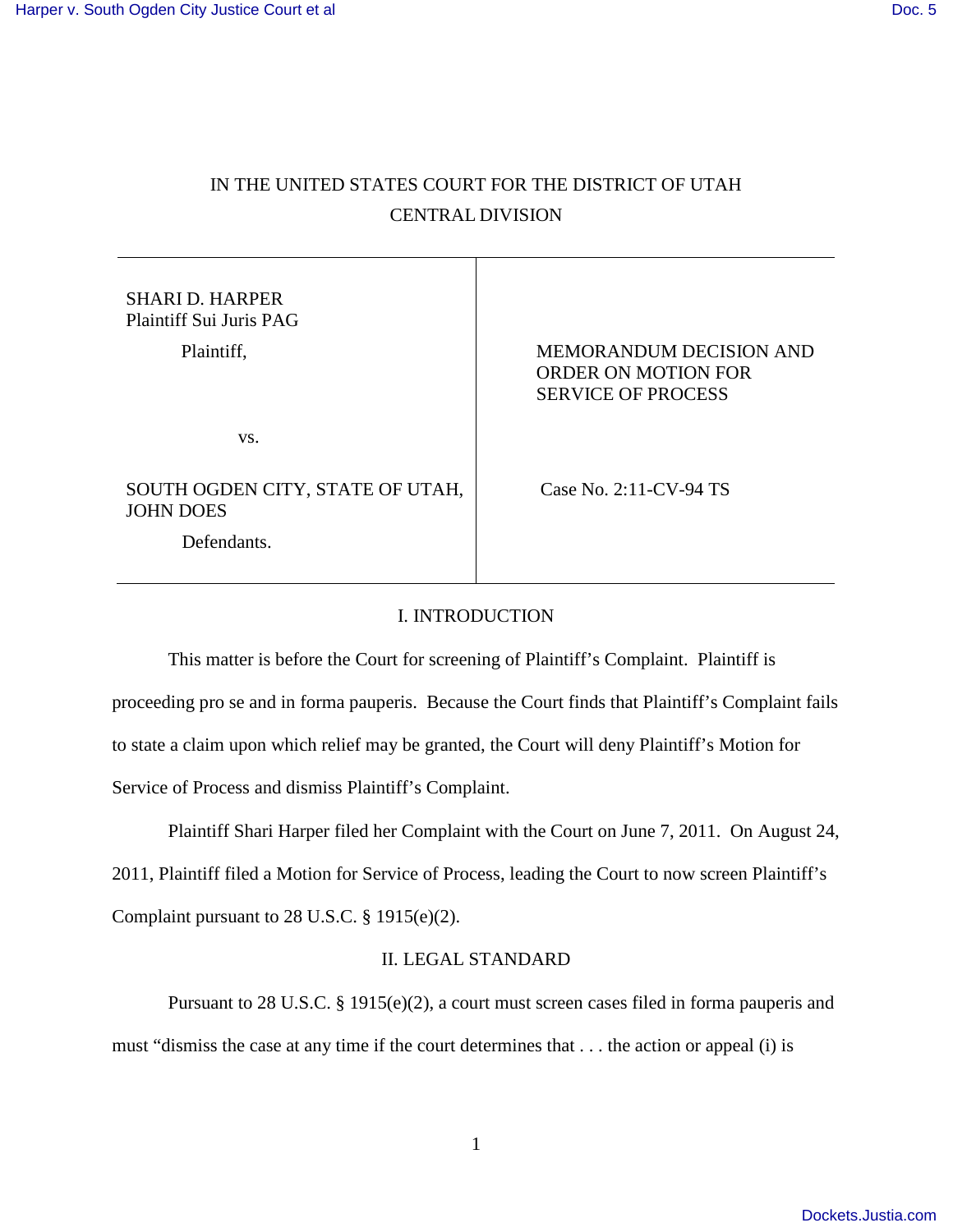IN THE UNITED STATES COURT FOR THE DISTRICT OF UTAH

CENTRAL DIVISION

| | |
|---|---|
| SHARI D. HARPER<br>Plaintiff Sui Juris PAG<br><br>Plaintiff,<br><br>vs.<br><br>SOUTH OGDEN CITY, STATE OF UTAH, JOHN DOES<br><br>Defendants. | MEMORANDUM DECISION AND ORDER ON MOTION FOR SERVICE OF PROCESS<br><br>Case No. 2:11-CV-94 TS |

## I. INTRODUCTION

This matter is before the Court for screening of Plaintiff's Complaint. Plaintiff is proceeding pro se and in forma pauperis. Because the Court finds that Plaintiff's Complaint fails to state a claim upon which relief may be granted, the Court will deny Plaintiff's Motion for Service of Process and dismiss Plaintiff's Complaint.

Plaintiff Shari Harper filed her Complaint with the Court on June 7, 2011. On August 24, 2011, Plaintiff filed a Motion for Service of Process, leading the Court to now screen Plaintiff's Complaint pursuant to 28 U.S.C. § 1915(e)(2).

## II. LEGAL STANDARD

Pursuant to 28 U.S.C. § 1915(e)(2), a court must screen cases filed in forma pauperis and must "dismiss the case at any time if the court determines that . . . the action or appeal (i) is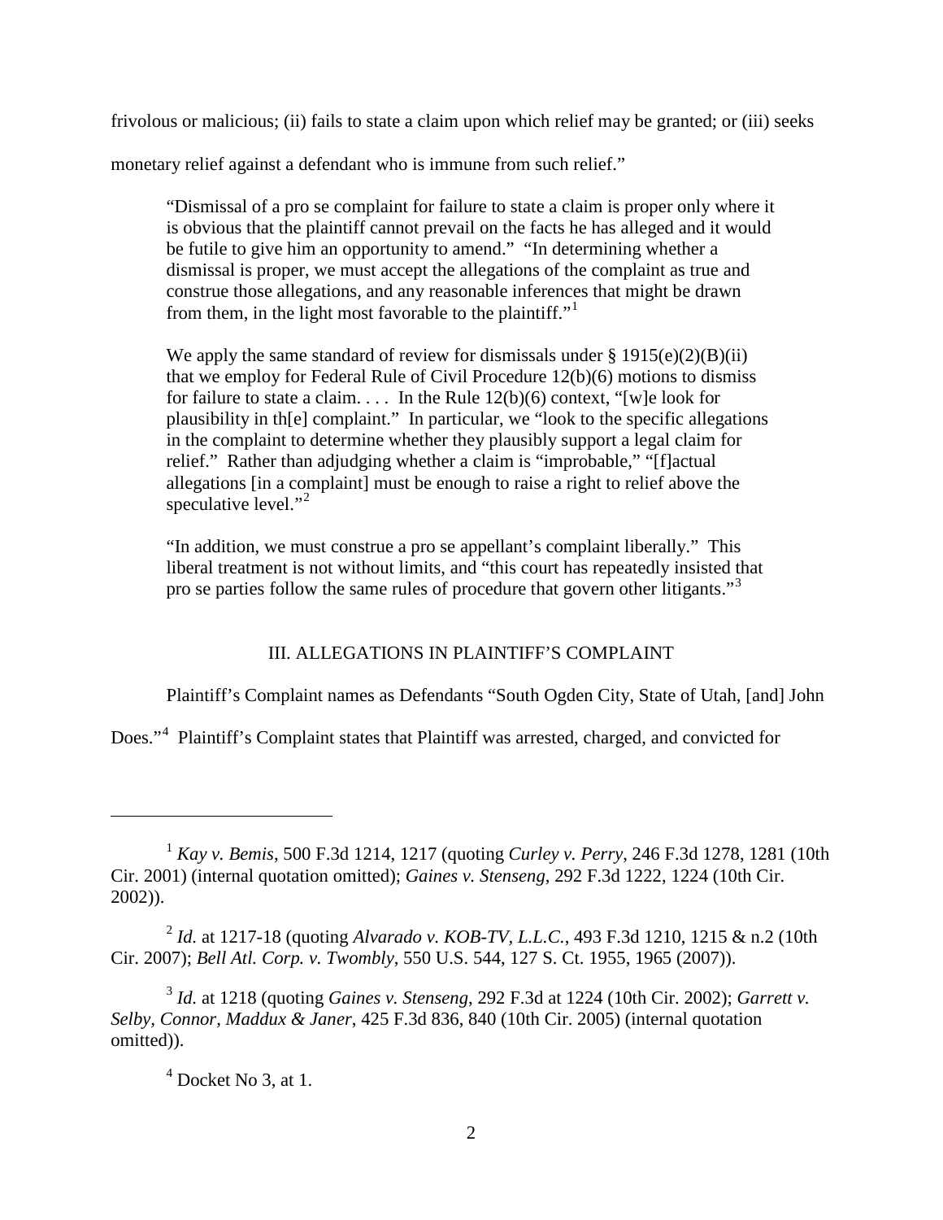frivolous or malicious; (ii) fails to state a claim upon which relief may be granted; or (iii) seeks monetary relief against a defendant who is immune from such relief."

> "Dismissal of a pro se complaint for failure to state a claim is proper only where it is obvious that the plaintiff cannot prevail on the facts he has alleged and it would be futile to give him an opportunity to amend." "In determining whether a dismissal is proper, we must accept the allegations of the complaint as true and construe those allegations, and any reasonable inferences that might be drawn from them, in the light most favorable to the plaintiff."[1]
>
> We apply the same standard of review for dismissals under § 1915(e)(2)(B)(ii) that we employ for Federal Rule of Civil Procedure 12(b)(6) motions to dismiss for failure to state a claim. . . . In the Rule 12(b)(6) context, "[w]e look for plausibility in th[e] complaint." In particular, we "look to the specific allegations in the complaint to determine whether they plausibly support a legal claim for relief." Rather than adjudging whether a claim is "improbable," "[f]actual allegations [in a complaint] must be enough to raise a right to relief above the speculative level."[2]
>
> "In addition, we must construe a pro se appellant's complaint liberally." This liberal treatment is not without limits, and "this court has repeatedly insisted that pro se parties follow the same rules of procedure that govern other litigants."[3]

## III. ALLEGATIONS IN PLAINTIFF'S COMPLAINT

Plaintiff's Complaint names as Defendants "South Ogden City, State of Utah, [and] John Does."[4] Plaintiff's Complaint states that Plaintiff was arrested, charged, and convicted for

---

[1] *Kay v. Bemis*, 500 F.3d 1214, 1217 (quoting *Curley v. Perry*, 246 F.3d 1278, 1281 (10th Cir. 2001) (internal quotation omitted); *Gaines v. Stenseng*, 292 F.3d 1222, 1224 (10th Cir. 2002)).

[2] *Id.* at 1217-18 (quoting *Alvarado v. KOB-TV, L.L.C.*, 493 F.3d 1210, 1215 & n.2 (10th Cir. 2007); *Bell Atl. Corp. v. Twombly*, 550 U.S. 544, 127 S. Ct. 1955, 1965 (2007)).

[3] *Id.* at 1218 (quoting *Gaines v. Stenseng*, 292 F.3d at 1224 (10th Cir. 2002); *Garrett v. Selby, Connor, Maddux & Janer*, 425 F.3d 836, 840 (10th Cir. 2005) (internal quotation omitted)).

[4] Docket No 3, at 1.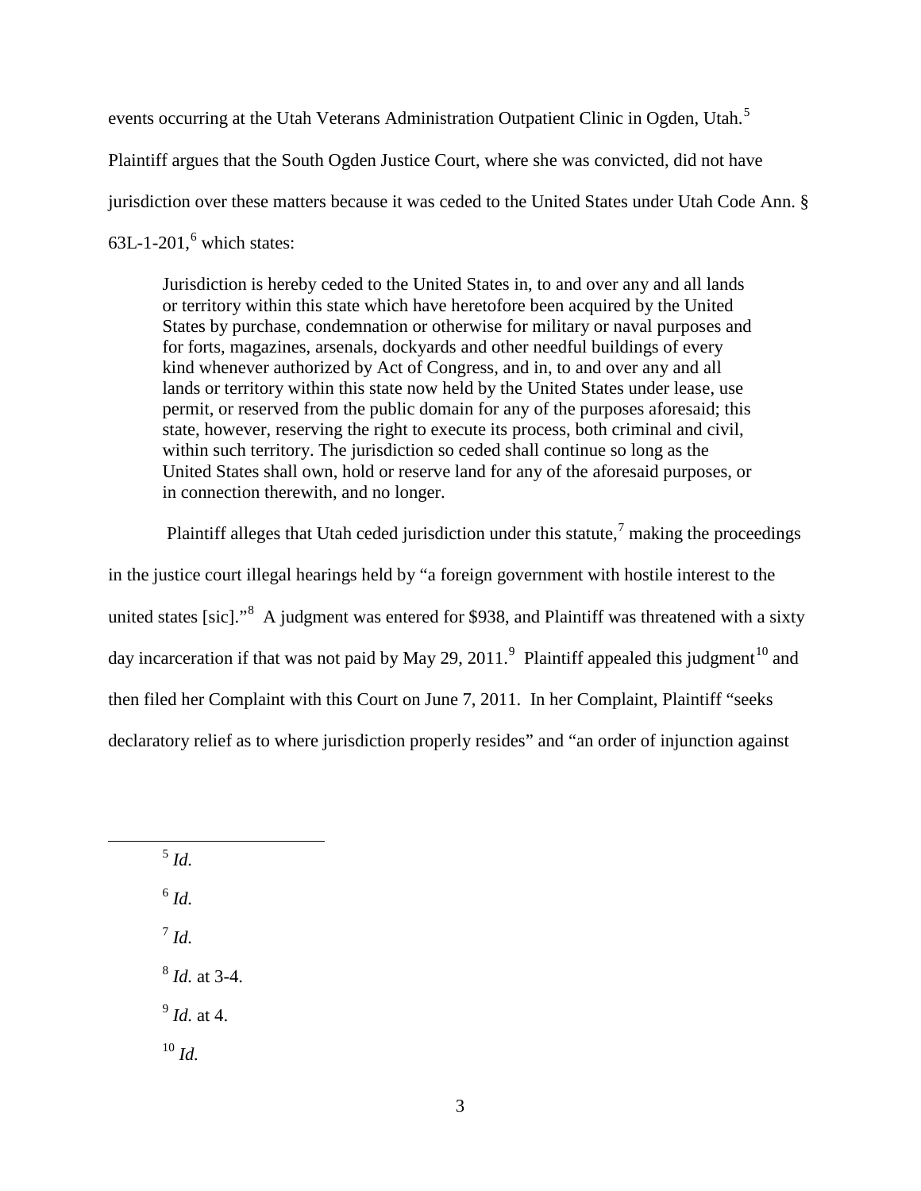events occurring at the Utah Veterans Administration Outpatient Clinic in Ogden, Utah.[5] Plaintiff argues that the South Ogden Justice Court, where she was convicted, did not have jurisdiction over these matters because it was ceded to the United States under Utah Code Ann. § 63L-1-201,[6] which states:

> Jurisdiction is hereby ceded to the United States in, to and over any and all lands or territory within this state which have heretofore been acquired by the United States by purchase, condemnation or otherwise for military or naval purposes and for forts, magazines, arsenals, dockyards and other needful buildings of every kind whenever authorized by Act of Congress, and in, to and over any and all lands or territory within this state now held by the United States under lease, use permit, or reserved from the public domain for any of the purposes aforesaid; this state, however, reserving the right to execute its process, both criminal and civil, within such territory. The jurisdiction so ceded shall continue so long as the United States shall own, hold or reserve land for any of the aforesaid purposes, or in connection therewith, and no longer.

Plaintiff alleges that Utah ceded jurisdiction under this statute,[7] making the proceedings in the justice court illegal hearings held by "a foreign government with hostile interest to the united states [sic]."[8] A judgment was entered for $938, and Plaintiff was threatened with a sixty day incarceration if that was not paid by May 29, 2011.[9] Plaintiff appealed this judgment[10] and then filed her Complaint with this Court on June 7, 2011. In her Complaint, Plaintiff "seeks declaratory relief as to where jurisdiction properly resides" and "an order of injunction against

---

[5] *Id.*

[6] *Id.*

[7] *Id.*

[8] *Id.* at 3-4.

[9] *Id.* at 4.

[10] *Id.*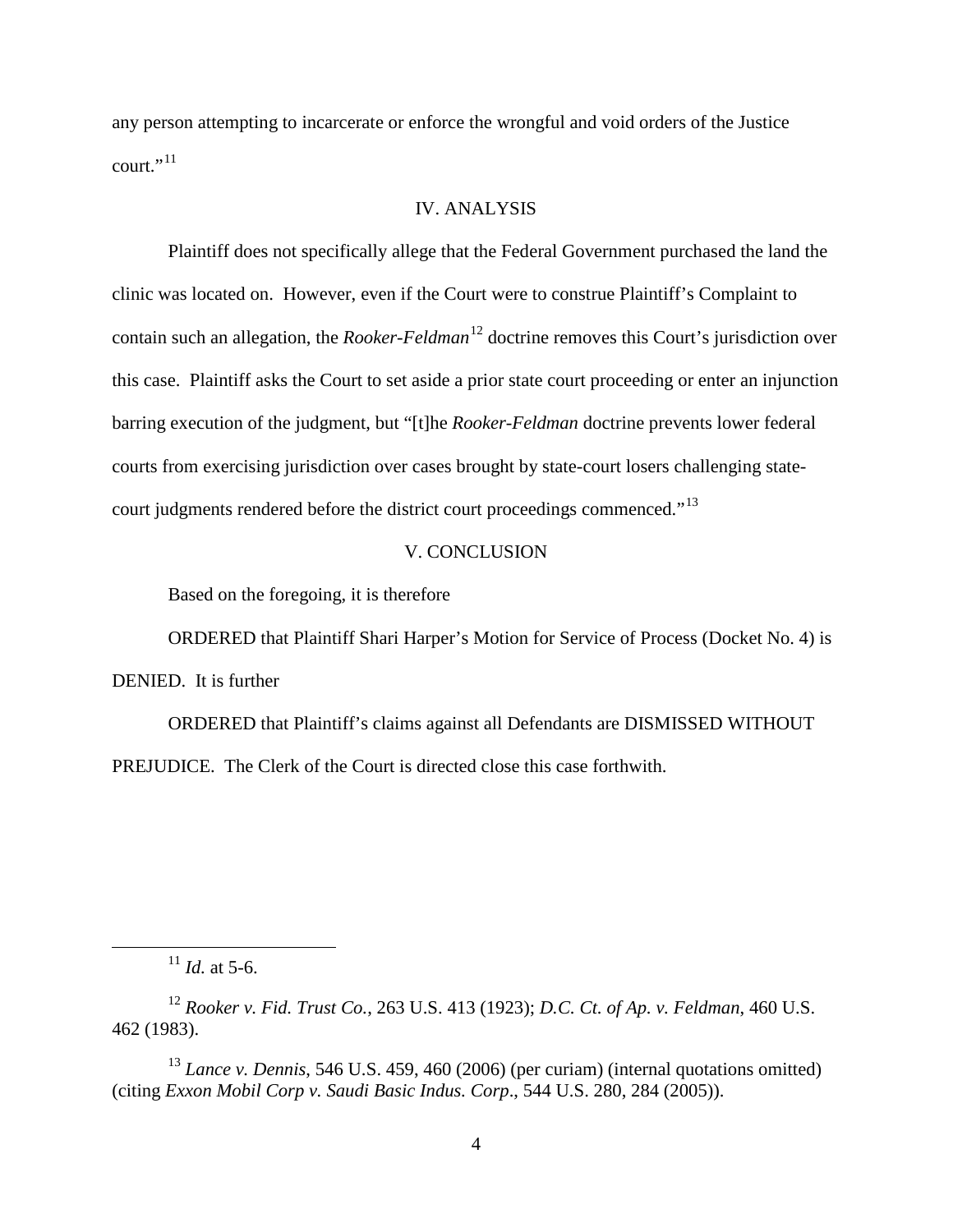any person attempting to incarcerate or enforce the wrongful and void orders of the Justice court."[11]

## IV. ANALYSIS

Plaintiff does not specifically allege that the Federal Government purchased the land the clinic was located on. However, even if the Court were to construe Plaintiff's Complaint to contain such an allegation, the *Rooker-Feldman*[12] doctrine removes this Court's jurisdiction over this case. Plaintiff asks the Court to set aside a prior state court proceeding or enter an injunction barring execution of the judgment, but "[t]he *Rooker-Feldman* doctrine prevents lower federal courts from exercising jurisdiction over cases brought by state-court losers challenging state-court judgments rendered before the district court proceedings commenced."[13]

## V. CONCLUSION

Based on the foregoing, it is therefore

ORDERED that Plaintiff Shari Harper's Motion for Service of Process (Docket No. 4) is DENIED. It is further

ORDERED that Plaintiff's claims against all Defendants are DISMISSED WITHOUT PREJUDICE. The Clerk of the Court is directed close this case forthwith.

---

[11] *Id.* at 5-6.

[12] *Rooker v. Fid. Trust Co.*, 263 U.S. 413 (1923); *D.C. Ct. of Ap. v. Feldman*, 460 U.S. 462 (1983).

[13] *Lance v. Dennis*, 546 U.S. 459, 460 (2006) (per curiam) (internal quotations omitted) (citing *Exxon Mobil Corp v. Saudi Basic Indus. Corp*., 544 U.S. 280, 284 (2005)).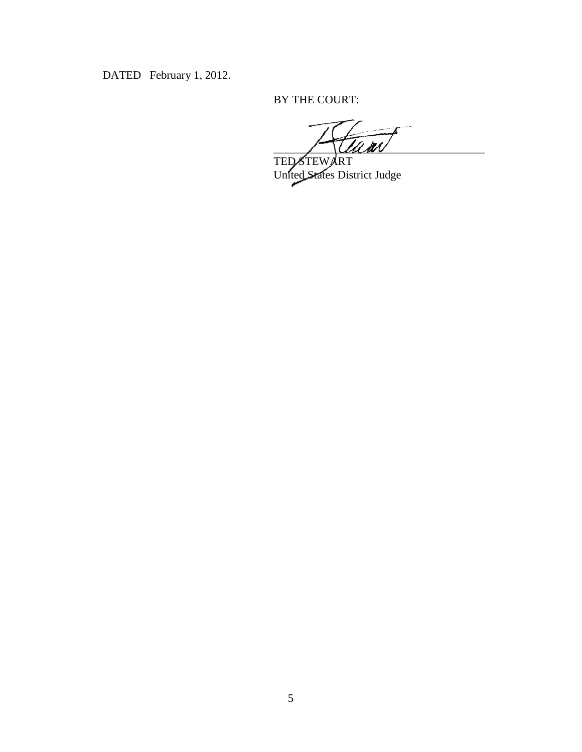DATED February 1, 2012.

BY THE COURT:

\_\_\_\_\_\_\_\_\_\_\_\_\_\_\_\_\_\_\_\_\_\_\_\_\_\_\_\_\_\_\_\_\_\_\_\_

TED STEWART
United States District Judge